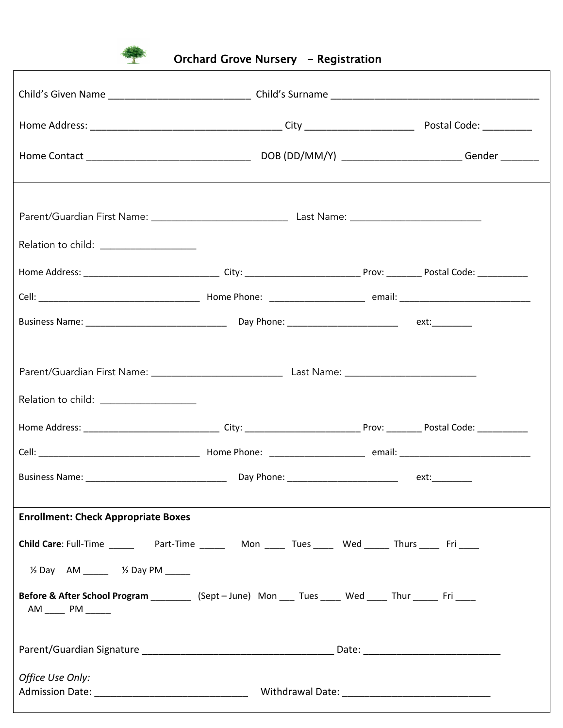# Orchard Grove Nursery - Registration

Child's Given Name ___________________________ Child's Surname _______________________________________

Home Address: ____________________________________ City ____________________ Postal Code: _________

Home Contact ______________________________ DOB (DD/MM/Y) ______________________ Gender _______

Parent/Guardian First Name: _________________________ Last Name: _________________________

Relation to child: __________________

Home Address: ___________________________ City: ______________________ Prov: _______ Postal Code: __________

Cell: ________________________________ Home Phone: ___________________ email: __________________________

Business Name: ____________________________ Day Phone: ______________________ ext:________

Parent/Guardian First Name: _________________________ Last Name: _________________________

Relation to child: __________________

Home Address: ___________________________ City: ______________________ Prov: _______ Postal Code: __________

Cell: ________________________________ Home Phone: ___________________ email: __________________________

Business Name: ____________________________ Day Phone: ______________________ ext:________

**Enrollment: Check Appropriate Boxes**

**Child Care**: Full-Time _____ Part-Time _____ Mon ____ Tues ____ Wed _____ Thurs ____ Fri ____

½ Day AM _____ ½ Day PM _____

**Before & After School Program** ________ (Sept – June) Mon ___ Tues ____ Wed ____ Thur _____ Fri ____
AM ____ PM _____

Parent/Guardian Signature ____________________________________ Date: __________________________

*Office Use Only:*
Admission Date: _____________________________ Withdrawal Date: ___________________________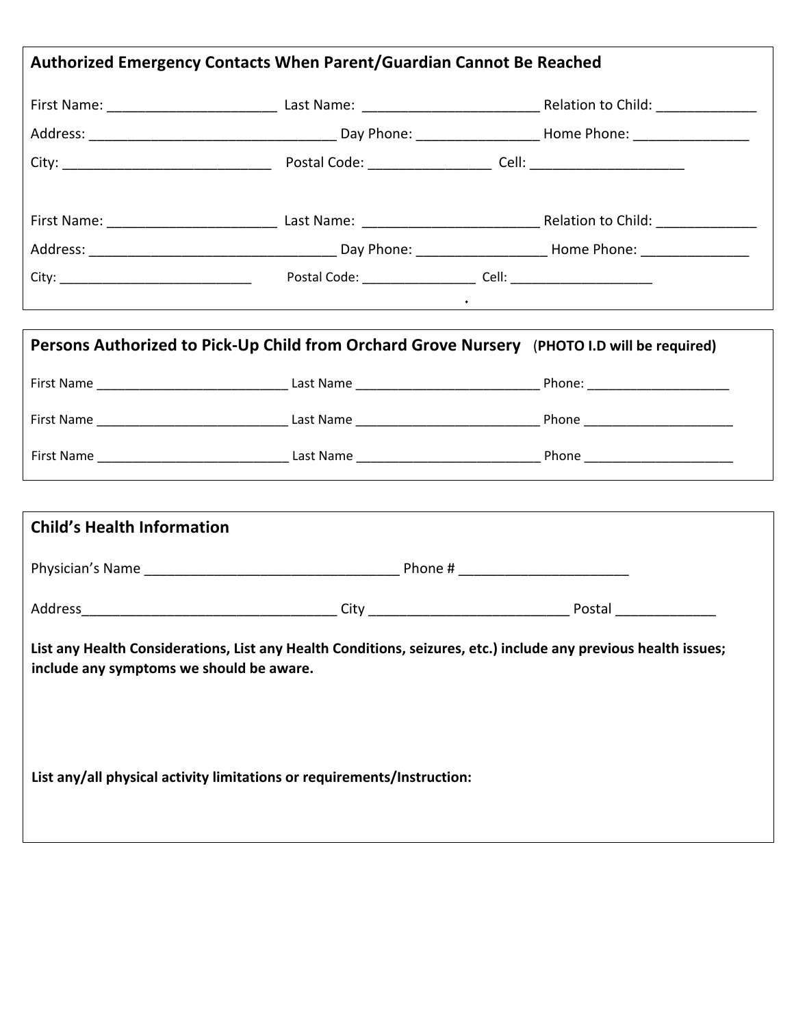## Authorized Emergency Contacts When Parent/Guardian Cannot Be Reached

First Name: ______________________ Last Name: ______________________ Relation to Child: _____________

Address: ________________________________ Day Phone: ________________ Home Phone: _______________

City: ___________________________ Postal Code: ________________ Cell: ____________________

First Name: ______________________ Last Name: ______________________ Relation to Child: _____________

Address: ________________________________ Day Phone: _________________ Home Phone: ______________

City: ___________________________ Postal Code: ________________ Cell: ____________________

## Persons Authorized to Pick-Up Child from Orchard Grove Nursery (PHOTO I.D will be required)

First Name ___________________________ Last Name __________________________ Phone: ____________________

First Name ___________________________ Last Name __________________________ Phone _____________________

First Name ___________________________ Last Name __________________________ Phone _____________________

## Child's Health Information

Physician's Name _________________________________ Phone # ______________________

Address_________________________________ City __________________________ Postal _____________

**List any Health Considerations, List any Health Conditions, seizures, etc.) include any previous health issues; include any symptoms we should be aware.**

**List any/all physical activity limitations or requirements/Instruction:**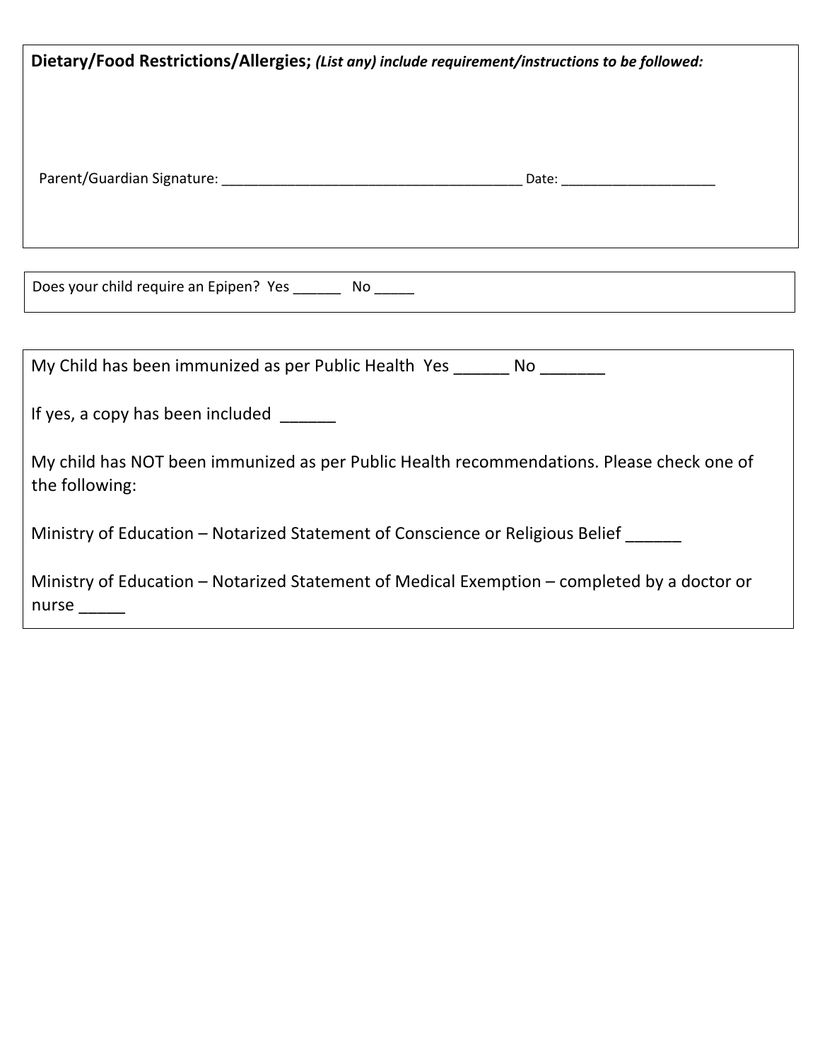**Dietary/Food Restrictions/Allergies;** ***(List any) include requirement/instructions to be followed:***

Parent/Guardian Signature: ________________________________________ Date: ____________________

Does your child require an Epipen? Yes ______ No _____

My Child has been immunized as per Public Health Yes ______ No _______

If yes, a copy has been included ______

My child has NOT been immunized as per Public Health recommendations. Please check one of the following:

Ministry of Education – Notarized Statement of Conscience or Religious Belief ______

Ministry of Education – Notarized Statement of Medical Exemption – completed by a doctor or nurse _____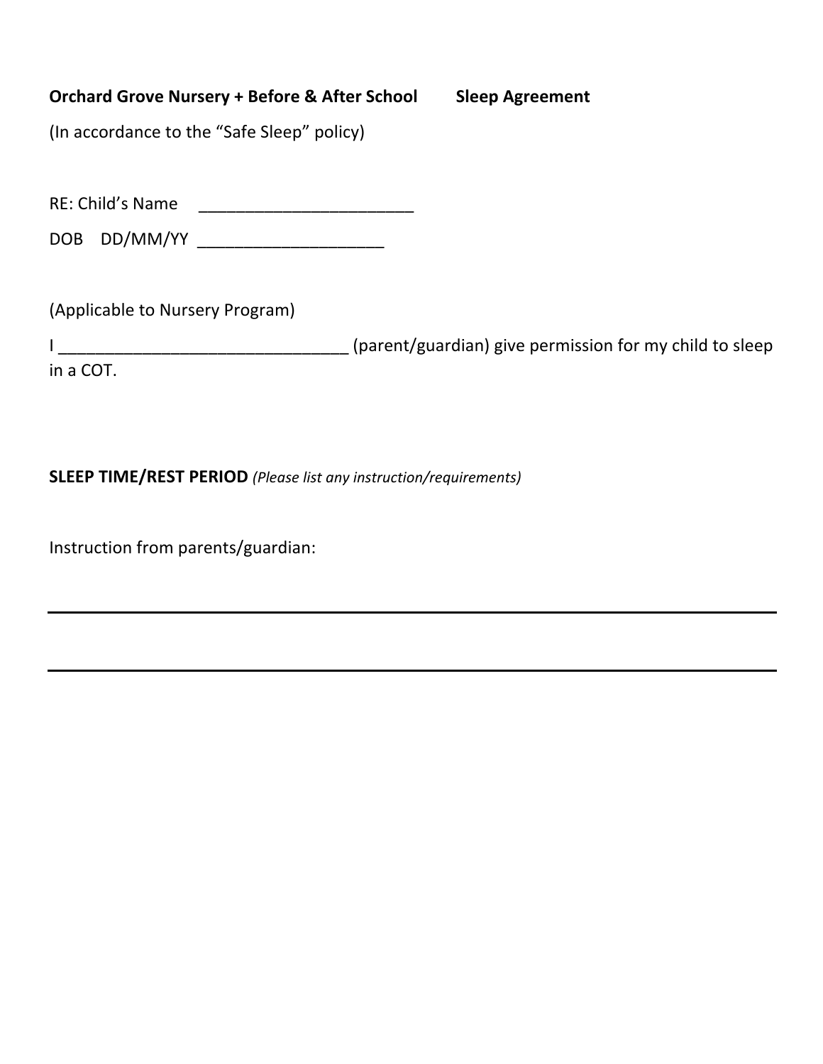**Orchard Grove Nursery + Before & After School        Sleep Agreement**

(In accordance to the "Safe Sleep" policy)

RE: Child's Name ________________________

DOB DD/MM/YY _____________________

(Applicable to Nursery Program)

I _________________________________ (parent/guardian) give permission for my child to sleep in a COT.

**SLEEP TIME/REST PERIOD** *(Please list any instruction/requirements)*

Instruction from parents/guardian:

______________________________________________________________________________

______________________________________________________________________________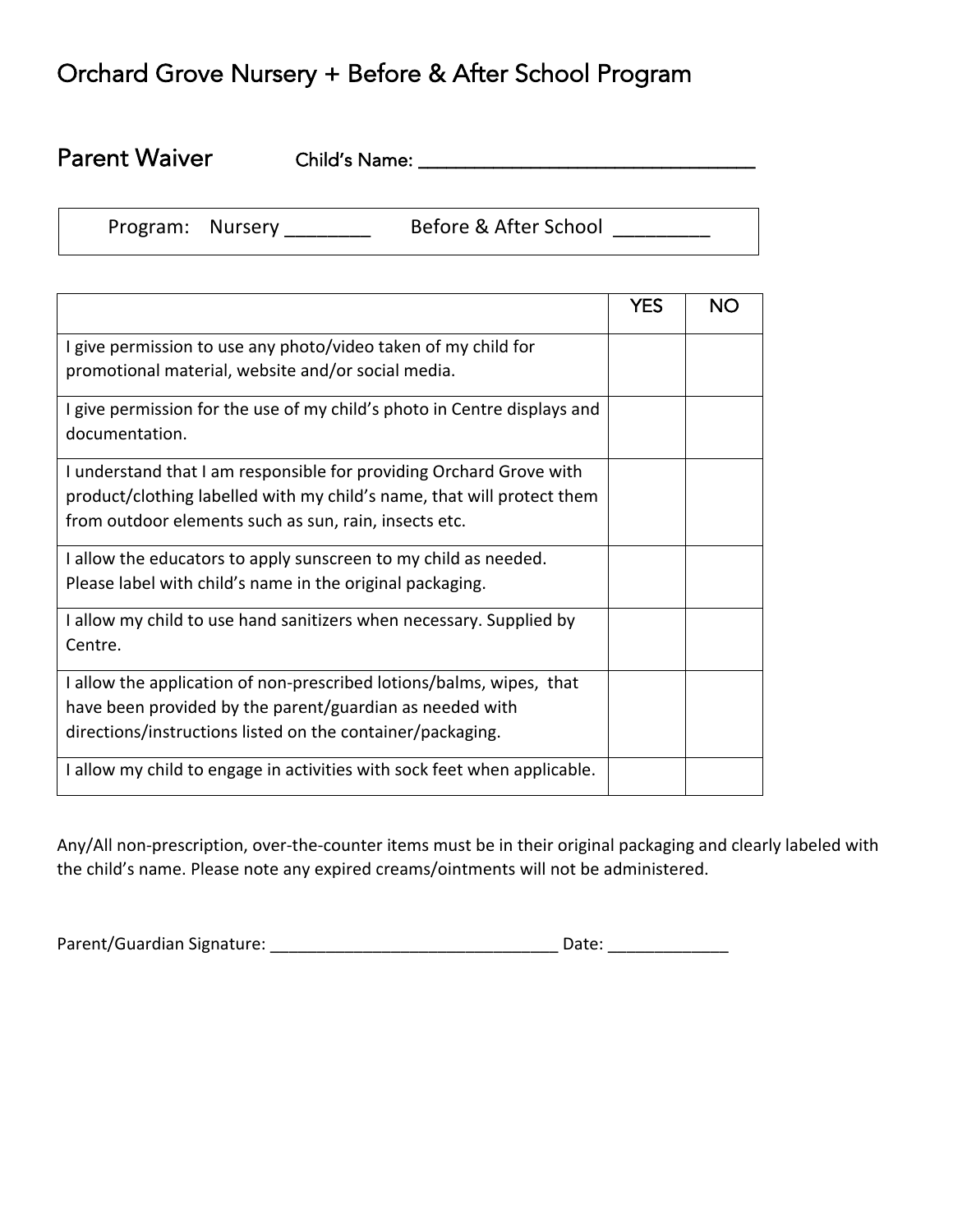# Orchard Grove Nursery + Before & After School Program

## Parent Waiver

Child's Name: ________________________________

Program: Nursery ________ Before & After School _________

| | YES | NO |
|---|---|---|
| I give permission to use any photo/video taken of my child for promotional material, website and/or social media. | | |
| I give permission for the use of my child's photo in Centre displays and documentation. | | |
| I understand that I am responsible for providing Orchard Grove with product/clothing labelled with my child's name, that will protect them from outdoor elements such as sun, rain, insects etc. | | |
| I allow the educators to apply sunscreen to my child as needed. Please label with child's name in the original packaging. | | |
| I allow my child to use hand sanitizers when necessary. Supplied by Centre. | | |
| I allow the application of non-prescribed lotions/balms, wipes, that have been provided by the parent/guardian as needed with directions/instructions listed on the container/packaging. | | |
| I allow my child to engage in activities with sock feet when applicable. | | |

Any/All non-prescription, over-the-counter items must be in their original packaging and clearly labeled with the child's name. Please note any expired creams/ointments will not be administered.

Parent/Guardian Signature: _______________________________ Date: _____________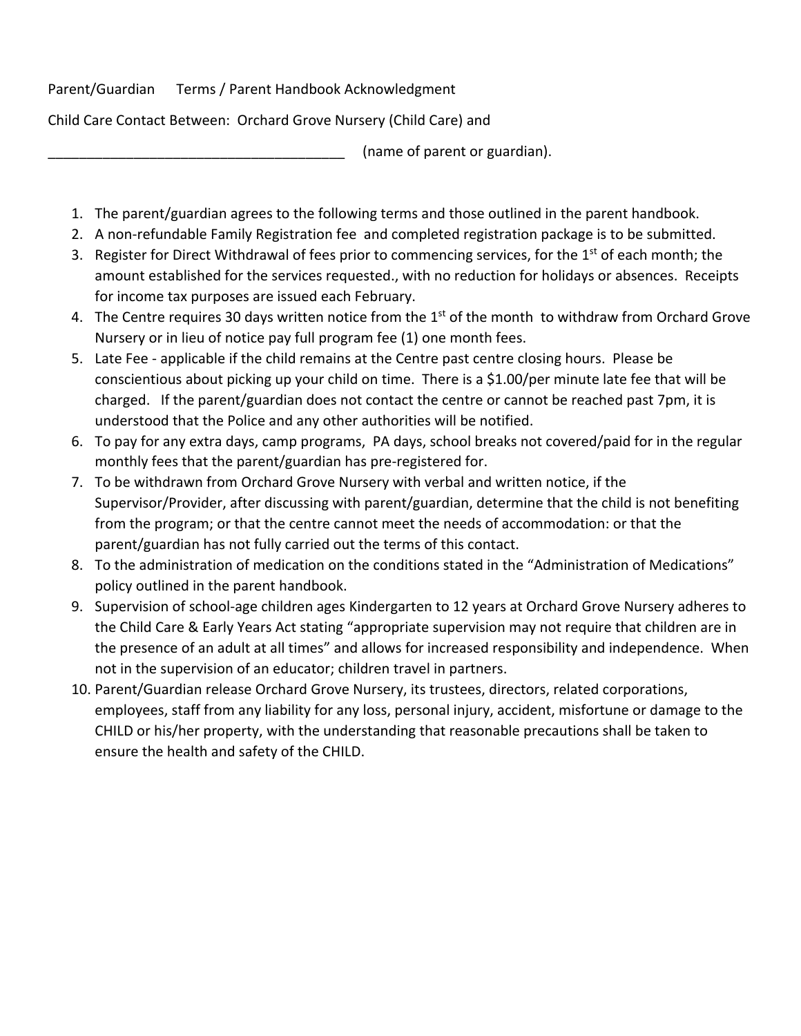Parent/Guardian Terms / Parent Handbook Acknowledgment

Child Care Contact Between: Orchard Grove Nursery (Child Care) and

_______________________________________ (name of parent or guardian).

1. The parent/guardian agrees to the following terms and those outlined in the parent handbook.
2. A non-refundable Family Registration fee and completed registration package is to be submitted.
3. Register for Direct Withdrawal of fees prior to commencing services, for the 1st of each month; the amount established for the services requested., with no reduction for holidays or absences. Receipts for income tax purposes are issued each February.
4. The Centre requires 30 days written notice from the 1st of the month to withdraw from Orchard Grove Nursery or in lieu of notice pay full program fee (1) one month fees.
5. Late Fee - applicable if the child remains at the Centre past centre closing hours. Please be conscientious about picking up your child on time. There is a $1.00/per minute late fee that will be charged. If the parent/guardian does not contact the centre or cannot be reached past 7pm, it is understood that the Police and any other authorities will be notified.
6. To pay for any extra days, camp programs, PA days, school breaks not covered/paid for in the regular monthly fees that the parent/guardian has pre-registered for.
7. To be withdrawn from Orchard Grove Nursery with verbal and written notice, if the Supervisor/Provider, after discussing with parent/guardian, determine that the child is not benefiting from the program; or that the centre cannot meet the needs of accommodation: or that the parent/guardian has not fully carried out the terms of this contact.
8. To the administration of medication on the conditions stated in the "Administration of Medications" policy outlined in the parent handbook.
9. Supervision of school-age children ages Kindergarten to 12 years at Orchard Grove Nursery adheres to the Child Care & Early Years Act stating "appropriate supervision may not require that children are in the presence of an adult at all times" and allows for increased responsibility and independence. When not in the supervision of an educator; children travel in partners.
10. Parent/Guardian release Orchard Grove Nursery, its trustees, directors, related corporations, employees, staff from any liability for any loss, personal injury, accident, misfortune or damage to the CHILD or his/her property, with the understanding that reasonable precautions shall be taken to ensure the health and safety of the CHILD.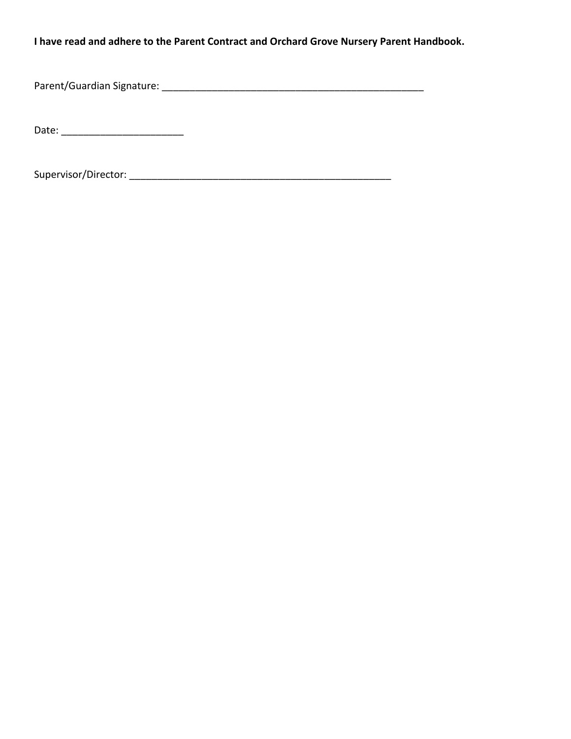**I have read and adhere to the Parent Contract and Orchard Grove Nursery Parent Handbook.**

Parent/Guardian Signature: ___________________________________________________

Date: ______________________

Supervisor/Director: ___________________________________________________